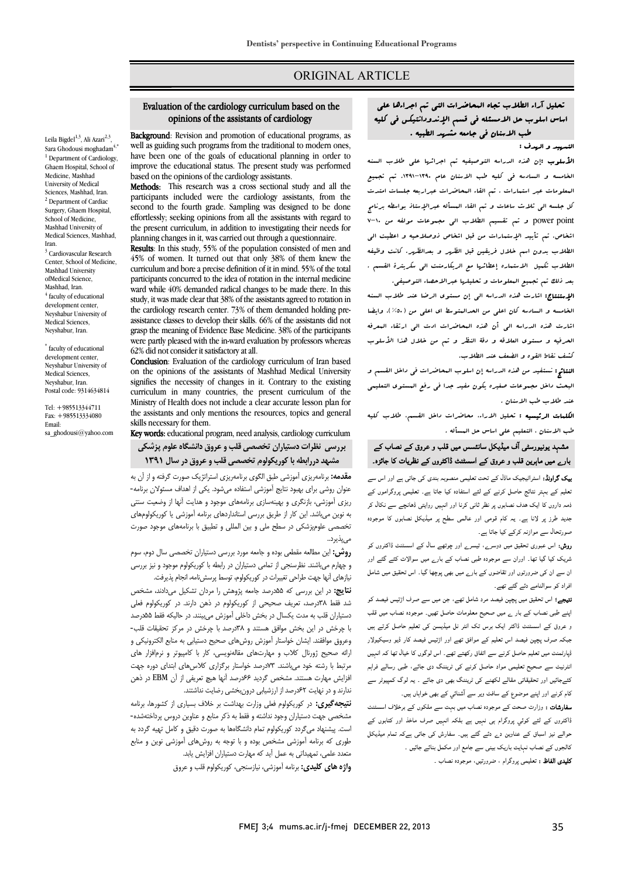ORIGINAL ARTICLE

# Evaluation of the cardiology curriculum based on the opinions of the assistants of cardiology

Leila Bigdel[1,3], Ali Azari[2,3], Sara Ghodousi moghadam[4,*]

[1] Department of Cardiology, Ghaem Hospital, School of Medicine, Mashhad University of Medical Sciences, Mashhad, Iran.
[2] Department of Cardiac Surgery, Ghaem Hospital, School of Medicine, Mashhad University of Medical Sciences, Mashhad, Iran.
[3] Cardiovascular Research Center, School of Medicine, Mashhad University ofMedical Science, Mashhad, Iran.
[4] faculty of educational development center, Neyshabur University of Medical Sciences, Neyshabur, Iran.

[*] faculty of educational development center, Neyshabur University of Medical Sciences, Neyshabur, Iran.
Postal code: 9314634814

Tel: +985513344711
Fax: +985513334080
Email: sa_ghodousi@yahoo.com

**Background**: Revision and promotion of educational programs, as well as guiding such programs from the traditional to modern ones, have been one of the goals of educational planning in order to improve the educational status. The present study was performed based on the opinions of the cardiology assistants.

**Methods:** This research was a cross sectional study and all the participants included were the cardiology assistants, from the second to the fourth grade. Sampling was designed to be done effortlessly; seeking opinions from all the assistants with regard to the present curriculum, in addition to investigating their needs for planning changes in it, was carried out through a questionnaire.

**Results**: In this study, 55% of the population consisted of men and 45% of women. It turned out that only 38% of them knew the curriculum and bore a precise definition of it in mind. 55% of the total participants concurred to the idea of rotation in the internal medicine ward while 40% demanded radical changes to be made there. In this study, it was made clear that 38% of the assistants agreed to rotation in the cardiology research center. 73% of them demanded holding pre-assistance classes to develop their skills. 66% of the assistants did not grasp the meaning of Evidence Base Medicine. 38% of the participants were partly pleased with the in-ward evaluation by professors whereas 62% did not consider it satisfactory at all.

**Conclusion**: Evaluation of the cardiology curriculum of Iran based on the opinions of the assistants of Mashhad Medical University signifies the necessity of changes in it. Contrary to the existing curriculum in many countries, the present curriculum of the Ministry of Health does not include a clear accurate lesson plan for the assistants and only mentions the resources, topics and general skills necessary for them.

**Key words:** educational program, need analysis, cardiology curriculum

# بررسی نظرات دستیاران تخصصی قلب و عروق دانشگاه علوم پزشکی مشهد دررابطه با کوریکولوم تخصصی قلب و عروق در سال ۱۳۹۱

**مقدمه:** برنامه‌ریزی آموزشی طبق الگوی برنامه‌ریزی استراتژیک صورت گرفته و از آن به عنوان روشی برای بهبود نتایج آموزشی استفاده می‌شود. یکی از اهداف مسئولان برنامه‌ریزی آموزشی، بازنگری و بهینه‌سازی برنامه‌های موجود و هدایت آنها از وضعیت سنتی به نوین می‌باشد. این کار از طریق بررسی استانداردهای برنامه آموزشی یا کوریکولوم‌های تخصصی علوم‌پزشکی در سطح ملی و بین المللی و تطبیق با برنامه‌های موجود صورت می‌پذیرد..

**روش:** این مطالعه مقطعی بوده و جامعه مورد بررسی دستیاران تخصصی سال دوم، سوم و چهارم می‌باشند. نظرسنجی از تمامی دستیاران در رابطه با کوریکولوم موجود و نیز بررسی نیازهای آنها جهت طراحی تغییرات در کوریکولوم، توسط پرسشنامه، انجام پذیرفت.

**نتایج:** در این بررسی که ۵۵درصد جامعه پژوهش را مردان تشکیل می‌دادند، مشخص شد فقط ۳۸درصد، تعریف صحیحی از کوریکولوم در ذهن دارند. در کوریکولوم فعلی دستیاران قلب به مدت یکسال در بخش داخلی آموزش می‌بینند. در حالیکه فقط ۵۵درصد با چرخش در این بخش موافق هستند و ۳۸درصد با چرخش در مرکز تحقیقات قلب-وعروق موافقند. ایشان خواستار آموزش روش‌های صحیح دستیابی به منابع الکترونیکی و ارائه صحیح ژورنال کلاب و مهارت‌های مقاله‌نویسی، کار با کامپیوتر و نرم‌افزار های مرتبط با رشته خود می‌باشند. ۷۳درصد خواستار برگزاری کلاس‌های ابتدای دوره جهت افزایش مهارت هستند. مشخص گردید ۶۶درصد آنها هیچ تعریفی از آن EBM در ذهن ندارند و در نهایت ۶۲درصد از ارزشیابی درون‌بخشی رضایت نداشتند.

**نتیجه‌گیری:** در کوریکولوم فعلی وزارت بهداشت بر خلاف بسیاری از کشورها، برنامه مشخصی جهت دستیاران وجود نداشته و فقط به ذکر منابع و عناوین دروس پرداخته‌شده-است. پیشنهاد می‌گردد کوریکولوم تمام دانشگاهها به صورت دقیق و کامل تهیه گردد به طوری که برنامه آموزشی مشخص بوده و با توجه به روش‌های آموزشی نوین و منابع متعدد علمی، تمهیداتی به عمل آید که مهارت دستیاران افزایش یابد.

**واژه های کلیدی:** برنامه آموزشی، نیازسنجی، کوریکولوم قلب و عروق

# تحلیل آراء الطلاب تجاه المحاضرات التی تم اجراءها علی اساس اسلوب حل الاسمئله فی قسم الإندودانتیکس فی کلیه طب الاسنان فی جامعه مشهد الطبیه .

**التمهید و الهدف :**

**الأسلوب :**إن هذه الدراسه التوصیفیه تم اجرائها علی طلاب السنه الخامسه و السادسه فی کلیه طب الاسنان عام ۱۳۹۰-۱۳۹۱. تم تجمیع المعلومات عبر استمارات . تم القاء المحاضرات عبرأربعه جلسات امتدت کل جلسه الی ثلاث ساعات و تم القاء المسأله عبرالإستاذ بواسطه برنامج power point و تم تقسیم الطلاب الی مجموعات مولفه من ۱۰-۷ اشخاص. تم تأیید الإستمارات من قبل اشخاص ذوصلاحیه و اعطیت الی الطلاب بدون اسم خلال فریقین قبل الظهر و بعدالظهر. کانت وظیفه الطلاب تکمیل الاستماره إعطائها مع الریکاردمنت الی سکریترة القسم . بعد ذلک تم تجمیع المعلومات و تحلیلها عبرالاحصاء التوصیفی.

**الإستنتاج:** اشارت هذه الدراسه الی إن مستوی الرضا عند طلاب السنه الخامسه و السادسه کان اعلی من الحدالمتوسط ای اعلی من (۵۰٪). وایضا اشارت هذه الدراسه الی أن هذه المحاضرات ادت الی ارتقاء المعرفه الحرفیه و مستوی العلاقه و دقة النظر و تم من خلال هذا الأسلوب کشف نقاط القوه و الضعف عند الطلاب.

**النتائج :** نستفید من هذه الدراسه إن اسلوب المحاضرات فی داخل القسم و البحث داخل مجموعات صغیره یکون مفید جدا فی رفع المستوی التعلیمی عند طلاب طب الاسنان .

**الکلمات الرئیسیه :** تحلیل الاراء، محاضرات داخل القسم، طلاب کلیه طب الاسنان ، التعلیم علی اساس حل المسأله .

# مشہد یونیورسٹی آف میڈیکل سائنسس میں قلب و عروق کے نصاب کے بارے میں ماہرین قلب و عروق کے اسسٹنٹ ڈاکٹروں کے نظریات کا جائزہ۔

**بیک گراونڈ:** اسٹراٹیجیک ماڈل کے تحت تعلیمی منصوبہ بندی کی جاتی ہے اور اس سے تعلیم کے بہتر نتائج حاصل کرنے کے لئے استفادہ کیا جاتا ہے۔ تعلیمی پروگراموں کے ذمہ داروں کا ایک ھدف نصابوں پر نظر ثانی کرنا اور انہیں روایتی ڈھانچے سے نکال کر جدید طرز پر لانا ہے۔ یہ کام قومی اور عالمی سطح پر میڈیکل نصابوں کا موجودہ صورتحال سے موازنہ کرکے کیا جاتا ہے۔

**روش:** اس عبوری تحقیق میں دوسرے، تیسرے اور چوتھے سال کے اسسٹنٹ ڈاکٹروں کو شریک کیا گیا تھا۔ اوران سے موجودہ طبی نصاب کے بارے میں سوالات کئے گئے اور ان سے ان کی ضرورتوں اور تقاضوں کے بارے میں بھی پوچھا گیا۔ اس تحقیق میں شامل افراد کو سوالنامے دئے گئے تھے۔

**نتیجے:** اس تحقیق میں پچپن فیصد مرد شامل تھے، جن میں سے صرف اڑتیس فیصد کو اپنے طبی نصاب کے بارے میں صحیح معلومات حاصل تھیں۔ موجودہ نصاب میں قلب و عروق کے اسسٹنٹ ڈاکٹر ایک برس تک انٹر نل میڈیسن کی تعلیم حاصل کرتے ہیں جبکہ صرف پچپن فیصد اس تعلیم کے موافق تھے اور اڑتیس فیصد کارڈیو وسکیولار ڈپارٹمنٹ میں تعلیم حاصل کرنے سے اتفاق رکھتے تھے۔ ان لوگوں کا خیال تھا کہ انہیں انٹرنیٹ سے صحیح تعلیمی مواد حاصل کرنے کی ٹریننگ دی جائے، طبی رسالے فراہم کئےجائیں اور تحقیقاتی مقالے لکھنے کی ٹریننگ بھی دی جائے ۔ یہ لوگ کمپیوٹر سے کام کرنے اور اپنے موضوع کے سافٹ ویر سے آشنائي کے بھی خواہاں ہیں۔

**سفارشات :** وزارت صحت کے موجودہ نصاب میں بہت سے ملکوں کے برخلاف اسسٹنٹ ڈاکٹروں کے لئے کوئي پروگرام ہی نہیں ہے بلکہ انہیں صرف ماخذ اور کتابوں کے حوالے نیز اسباق کے عناوین دے دئے گئے ہیں۔ سفارش کی جاتی ہےکہ تمام میڈیکل کالجوں کے نصاب نہایت باریک بینی سے جامع اور مکمل بنائے جائیں ۔

**کلیدی الفاظ :** تعلیمی پروگرام ، ضرورتیں، موجودہ نصاب ۔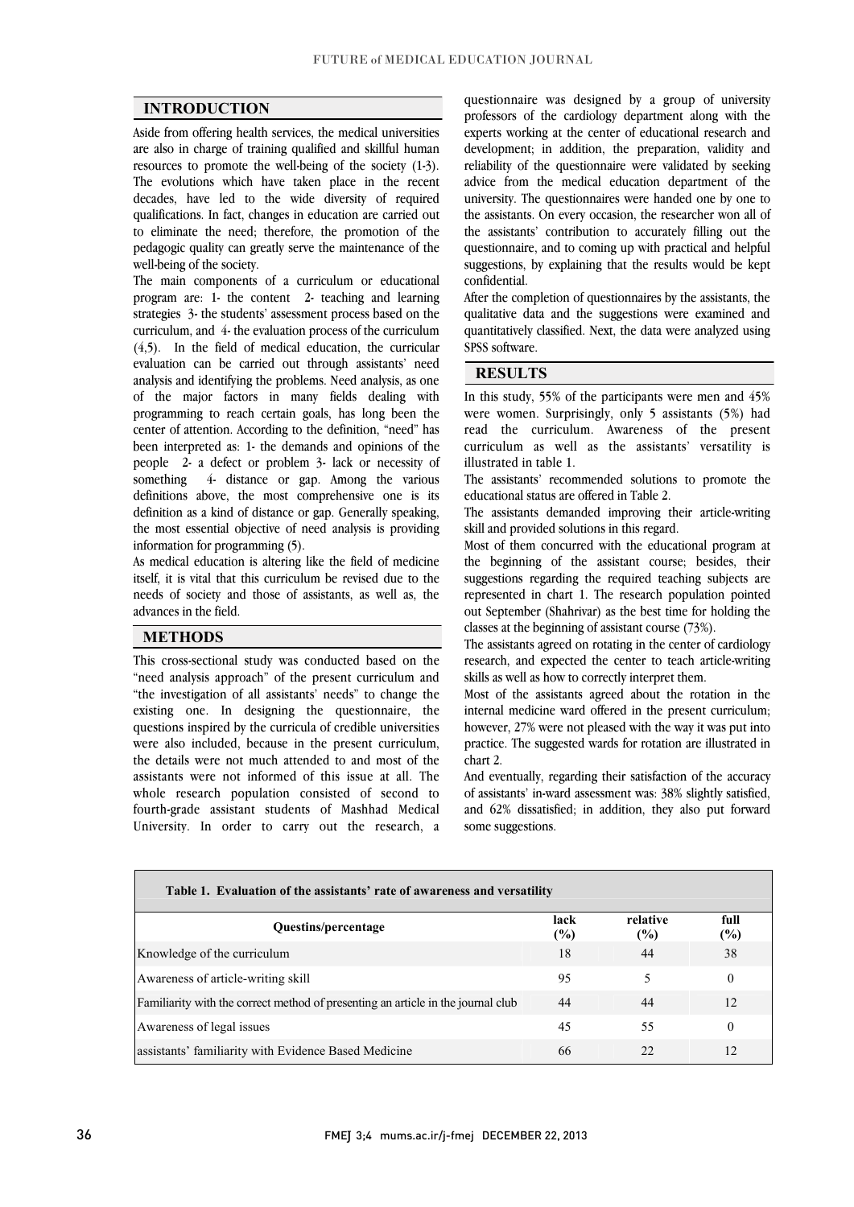## INTRODUCTION

Aside from offering health services, the medical universities are also in charge of training qualified and skillful human resources to promote the well-being of the society (1-3). The evolutions which have taken place in the recent decades, have led to the wide diversity of required qualifications. In fact, changes in education are carried out to eliminate the need; therefore, the promotion of the pedagogic quality can greatly serve the maintenance of the well-being of the society.

The main components of a curriculum or educational program are: 1- the content 2- teaching and learning strategies 3- the students' assessment process based on the curriculum, and 4- the evaluation process of the curriculum (4,5). In the field of medical education, the curricular evaluation can be carried out through assistants' need analysis and identifying the problems. Need analysis, as one of the major factors in many fields dealing with programming to reach certain goals, has long been the center of attention. According to the definition, "need" has been interpreted as: 1- the demands and opinions of the people 2- a defect or problem 3- lack or necessity of something 4- distance or gap. Among the various definitions above, the most comprehensive one is its definition as a kind of distance or gap. Generally speaking, the most essential objective of need analysis is providing information for programming (5).

As medical education is altering like the field of medicine itself, it is vital that this curriculum be revised due to the needs of society and those of assistants, as well as, the advances in the field.

## METHODS

This cross-sectional study was conducted based on the "need analysis approach" of the present curriculum and "the investigation of all assistants' needs" to change the existing one. In designing the questionnaire, the questions inspired by the curricula of credible universities were also included, because in the present curriculum, the details were not much attended to and most of the assistants were not informed of this issue at all. The whole research population consisted of second to fourth-grade assistant students of Mashhad Medical University. In order to carry out the research, a questionnaire was designed by a group of university professors of the cardiology department along with the experts working at the center of educational research and development; in addition, the preparation, validity and reliability of the questionnaire were validated by seeking advice from the medical education department of the university. The questionnaires were handed one by one to the assistants. On every occasion, the researcher won all of the assistants' contribution to accurately filling out the questionnaire, and to coming up with practical and helpful suggestions, by explaining that the results would be kept confidential.

After the completion of questionnaires by the assistants, the qualitative data and the suggestions were examined and quantitatively classified. Next, the data were analyzed using SPSS software.

## RESULTS

In this study, 55% of the participants were men and 45% were women. Surprisingly, only 5 assistants (5%) had read the curriculum. Awareness of the present curriculum as well as the assistants' versatility is illustrated in table 1.

The assistants' recommended solutions to promote the educational status are offered in Table 2.

The assistants demanded improving their article-writing skill and provided solutions in this regard.

Most of them concurred with the educational program at the beginning of the assistant course; besides, their suggestions regarding the required teaching subjects are represented in chart 1. The research population pointed out September (Shahrivar) as the best time for holding the classes at the beginning of assistant course (73%).

The assistants agreed on rotating in the center of cardiology research, and expected the center to teach article-writing skills as well as how to correctly interpret them.

Most of the assistants agreed about the rotation in the internal medicine ward offered in the present curriculum; however, 27% were not pleased with the way it was put into practice. The suggested wards for rotation are illustrated in chart 2.

And eventually, regarding their satisfaction of the accuracy of assistants' in-ward assessment was: 38% slightly satisfied, and 62% dissatisfied; in addition, they also put forward some suggestions.

**Table 1. Evaluation of the assistants' rate of awareness and versatility**

| Questins/percentage | lack (%) | relative (%) | full (%) |
|---|---|---|---|
| Knowledge of the curriculum | 18 | 44 | 38 |
| Awareness of article-writing skill | 95 | 5 | 0 |
| Familiarity with the correct method of presenting an article in the journal club | 44 | 44 | 12 |
| Awareness of legal issues | 45 | 55 | 0 |
| assistants' familiarity with Evidence Based Medicine | 66 | 22 | 12 |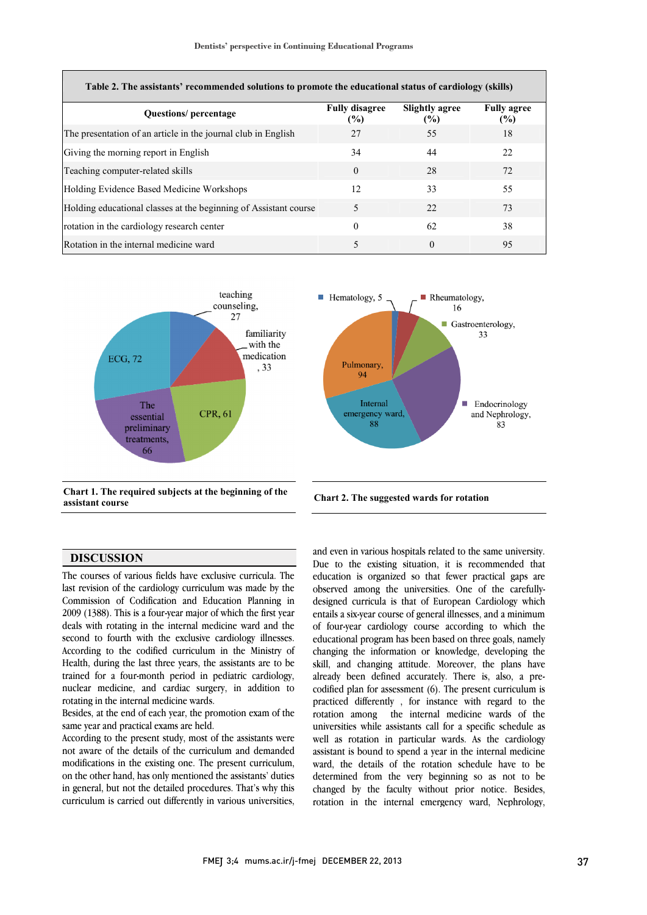**Table 2. The assistants' recommended solutions to promote the educational status of cardiology (skills)**

| Questions/ percentage | Fully disagree (%) | Slightly agree (%) | Fully agree (%) |
|---|---|---|---|
| The presentation of an article in the journal club in English | 27 | 55 | 18 |
| Giving the morning report in English | 34 | 44 | 22 |
| Teaching computer-related skills | 0 | 28 | 72 |
| Holding Evidence Based Medicine Workshops | 12 | 33 | 55 |
| Holding educational classes at the beginning of Assistant course | 5 | 22 | 73 |
| rotation in the cardiology research center | 0 | 62 | 38 |
| Rotation in the internal medicine ward | 5 | 0 | 95 |

teaching counseling, 27; familiarity with the medication, 33; CPR, 61; The essential preliminary treatments, 66; ECG, 72

**Chart 1. The required subjects at the beginning of the assistant course**

Hematology, 5; Rheumatology, 16; Gastroenterology, 33; Endocrinology and Nephrology, 83; Internal emergency ward, 88; Pulmonary, 94

**Chart 2. The suggested wards for rotation**

## DISCUSSION

The courses of various fields have exclusive curricula. The last revision of the cardiology curriculum was made by the Commission of Codification and Education Planning in 2009 (1388). This is a four-year major of which the first year deals with rotating in the internal medicine ward and the second to fourth with the exclusive cardiology illnesses. According to the codified curriculum in the Ministry of Health, during the last three years, the assistants are to be trained for a four-month period in pediatric cardiology, nuclear medicine, and cardiac surgery, in addition to rotating in the internal medicine wards.

Besides, at the end of each year, the promotion exam of the same year and practical exams are held.

According to the present study, most of the assistants were not aware of the details of the curriculum and demanded modifications in the existing one. The present curriculum, on the other hand, has only mentioned the assistants' duties in general, but not the detailed procedures. That's why this curriculum is carried out differently in various universities, and even in various hospitals related to the same university. Due to the existing situation, it is recommended that education is organized so that fewer practical gaps are observed among the universities. One of the carefully-designed curricula is that of European Cardiology which entails a six-year course of general illnesses, and a minimum of four-year cardiology course according to which the educational program has been based on three goals, namely changing the information or knowledge, developing the skill, and changing attitude. Moreover, the plans have already been defined accurately. There is, also, a pre-codified plan for assessment (6). The present curriculum is practiced differently , for instance with regard to the rotation among the internal medicine wards of the universities while assistants call for a specific schedule as well as rotation in particular wards. As the cardiology assistant is bound to spend a year in the internal medicine ward, the details of the rotation schedule have to be determined from the very beginning so as not to be changed by the faculty without prior notice. Besides, rotation in the internal emergency ward, Nephrology,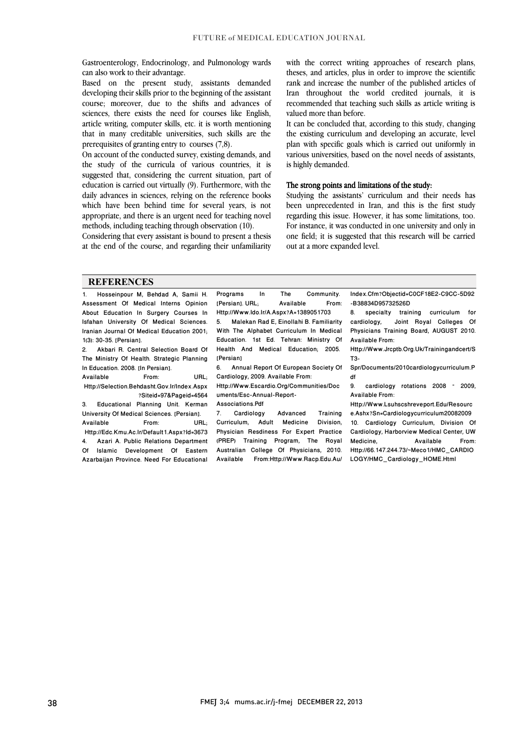Gastroenterology, Endocrinology, and Pulmonology wards can also work to their advantage.

Based on the present study, assistants demanded developing their skills prior to the beginning of the assistant course; moreover, due to the shifts and advances of sciences, there exists the need for courses like English, article writing, computer skills, etc. it is worth mentioning that in many creditable universities, such skills are the prerequisites of granting entry to courses (7,8).

On account of the conducted survey, existing demands, and the study of the curricula of various countries, it is suggested that, considering the current situation, part of education is carried out virtually (9). Furthermore, with the daily advances in sciences, relying on the reference books which have been behind time for several years, is not appropriate, and there is an urgent need for teaching novel methods, including teaching through observation (10).

Considering that every assistant is bound to present a thesis at the end of the course, and regarding their unfamiliarity with the correct writing approaches of research plans, theses, and articles, plus in order to improve the scientific rank and increase the number of the published articles of Iran throughout the world credited journals, it is recommended that teaching such skills as article writing is valued more than before.

It can be concluded that, according to this study, changing the existing curriculum and developing an accurate, level plan with specific goals which is carried out uniformly in various universities, based on the novel needs of assistants, is highly demanded.

### The strong points and limitations of the study:

Studying the assistants' curriculum and their needs has been unprecedented in Iran, and this is the first study regarding this issue. However, it has some limitations, too. For instance, it was conducted in one university and only in one field; it is suggested that this research will be carried out at a more expanded level.

## REFERENCES

1. Hosseinpour M, Behdad A, Samii H. Assessment Of Medical Interns Opinion About Education In Surgery Courses In Isfahan University Of Medical Sciences. Iranian Journal Of Medical Education 2001; 1(3): 30-35. [Persian].
2. Akbari R. Central Selection Board Of The Ministry Of Health. Strategic Planning In Education. 2008. [In Persian]. Available From: URL; Http://Selection.Behdasht.Gov.Ir/Index.Aspx?Siteid=97&Pageid=4564
3. Educational Planning Unit. Kerman University Of Medical Sciences. [Persian]. Available From: URL; Http://Edc.Kmu.Ac.Ir/Default1.Aspx?Id=3673
4. Azari A. Public Relations Department Of Islamic Development Of Eastern Azarbaijan Province. Need For Educational Programs In The Community. [Persian]. URL; Available From: Http://Www.Ido.Ir/A.Aspx?A=1389051703
5. Malekan Rad E, Einollahi B. Familiarity With The Alphabet Curriculum In Medical Education. 1st Ed. Tehran: Ministry Of Health And Medical Education; 2005. [Persian]
6. Annual Report Of European Society Of Cardiology, 2009. Available From: Http://Www.Escardio.Org/Communities/Documents/Esc-Annual-Report-Associations.Pdf
7. Cardiology Advanced Training Curriculum, Adult Medicine Division, Physician Resdiness For Expert Practice (PREP) Training Program, The Royal Australian College Of Physicians, 2010. Available From:Http://Www.Racp.Edu.Au/Index.Cfm?Objectid=C0CF18E2-C9CC-5D92-B38834D95732526D
8. specialty training curriculum for cardiology, Joint Royal Colleges Of Physicians Training Board, AUGUST 2010. Available From: Http://Www.Jrcptb.Org.Uk/Trainingandcert/ST3-Spr/Documents/2010cardiologycurriculum.Pdf
9. cardiology rotations 2008 - 2009, Available From: Http://Www.Lsuhscshreveport.Edu/Resource.Ashx?Sn=Cardiologycurriculum20082009
10. Cardiology Curriculum, Division Of Cardiology, Harborview Medical Center, UW Medicine, Available From: Http://66.147.244.73/~Meco1/HMC_CARDIOLOGY/HMC_Cardiology_HOME.Html